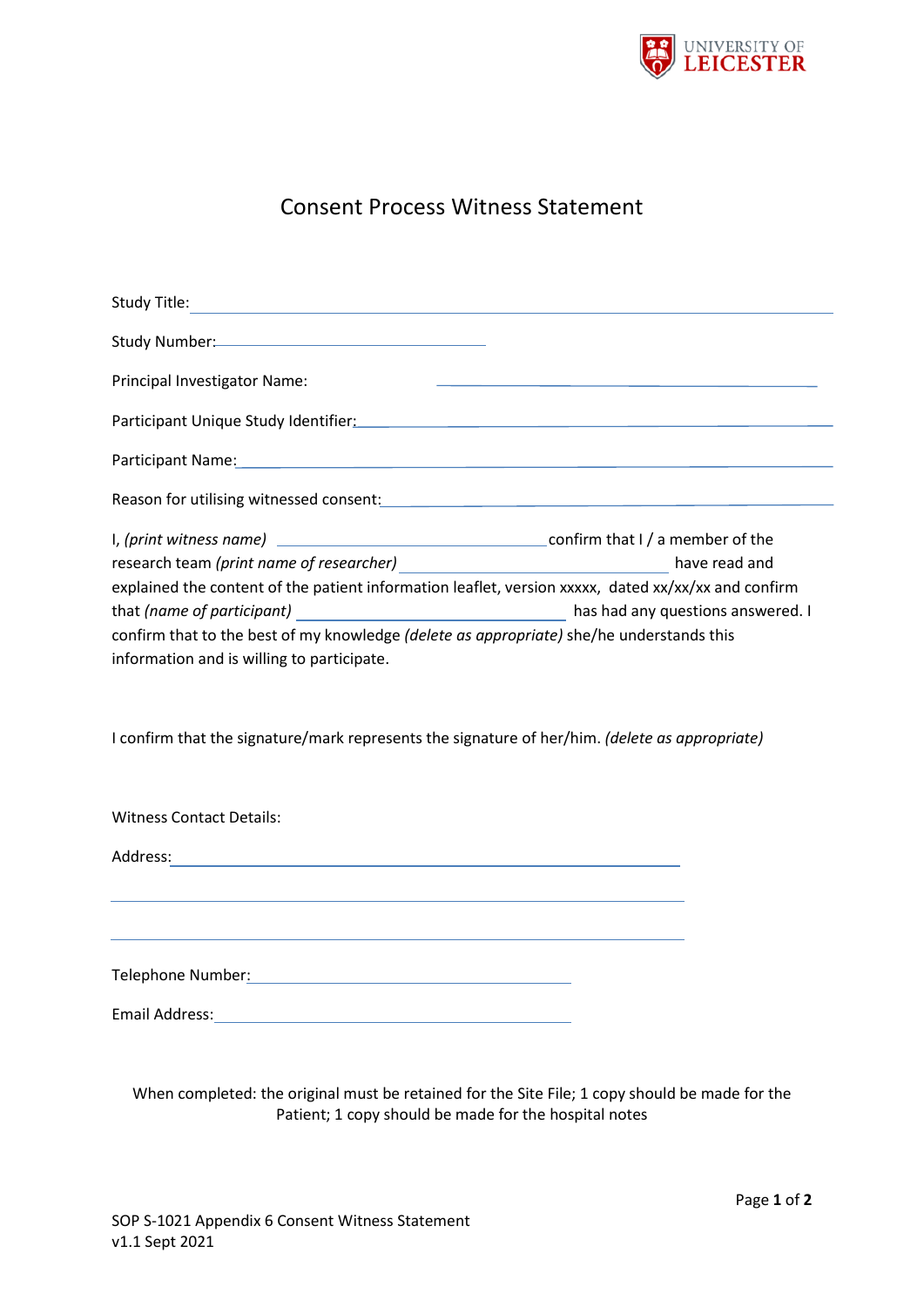UNIVERSITY OF LEICESTER

# Consent Process Witness Statement

Study Title: ____________________________________________

Study Number: ______________________

Principal Investigator Name: ______________________________

Participant Unique Study Identifier: ______________________________

Participant Name: ______________________________________

Reason for utilising witnessed consent: ______________________________

I, *(print witness name)* ______________________ confirm that I / a member of the research team *(print name of researcher)* ______________________ have read and explained the content of the patient information leaflet, version xxxxx, dated xx/xx/xx and confirm that *(name of participant)* ______________________ has had any questions answered. I confirm that to the best of my knowledge *(delete as appropriate)* she/he understands this information and is willing to participate.

I confirm that the signature/mark represents the signature of her/him. *(delete as appropriate)*

Witness Contact Details:

Address: ____________________________________________

____________________________________________

____________________________________________

Telephone Number: ______________________________

Email Address: ______________________________

When completed: the original must be retained for the Site File; 1 copy should be made for the Patient; 1 copy should be made for the hospital notes

SOP S-1021 Appendix 6 Consent Witness Statement
v1.1 Sept 2021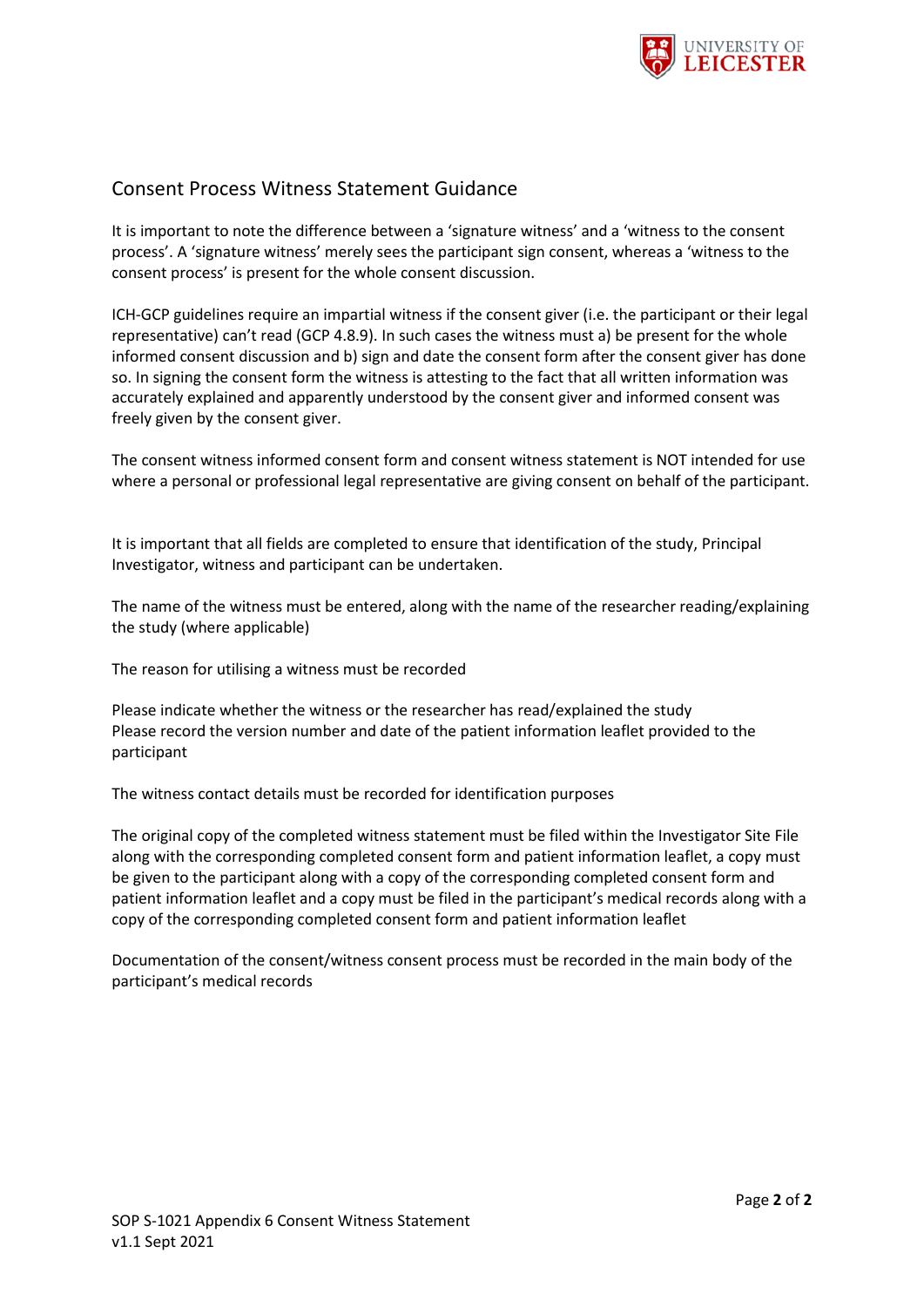## Consent Process Witness Statement Guidance

It is important to note the difference between a 'signature witness' and a 'witness to the consent process'. A 'signature witness' merely sees the participant sign consent, whereas a 'witness to the consent process' is present for the whole consent discussion.

ICH-GCP guidelines require an impartial witness if the consent giver (i.e. the participant or their legal representative) can't read (GCP 4.8.9). In such cases the witness must a) be present for the whole informed consent discussion and b) sign and date the consent form after the consent giver has done so. In signing the consent form the witness is attesting to the fact that all written information was accurately explained and apparently understood by the consent giver and informed consent was freely given by the consent giver.

The consent witness informed consent form and consent witness statement is NOT intended for use where a personal or professional legal representative are giving consent on behalf of the participant.

It is important that all fields are completed to ensure that identification of the study, Principal Investigator, witness and participant can be undertaken.

The name of the witness must be entered, along with the name of the researcher reading/explaining the study (where applicable)

The reason for utilising a witness must be recorded

Please indicate whether the witness or the researcher has read/explained the study
Please record the version number and date of the patient information leaflet provided to the participant

The witness contact details must be recorded for identification purposes

The original copy of the completed witness statement must be filed within the Investigator Site File along with the corresponding completed consent form and patient information leaflet, a copy must be given to the participant along with a copy of the corresponding completed consent form and patient information leaflet and a copy must be filed in the participant's medical records along with a copy of the corresponding completed consent form and patient information leaflet

Documentation of the consent/witness consent process must be recorded in the main body of the participant's medical records